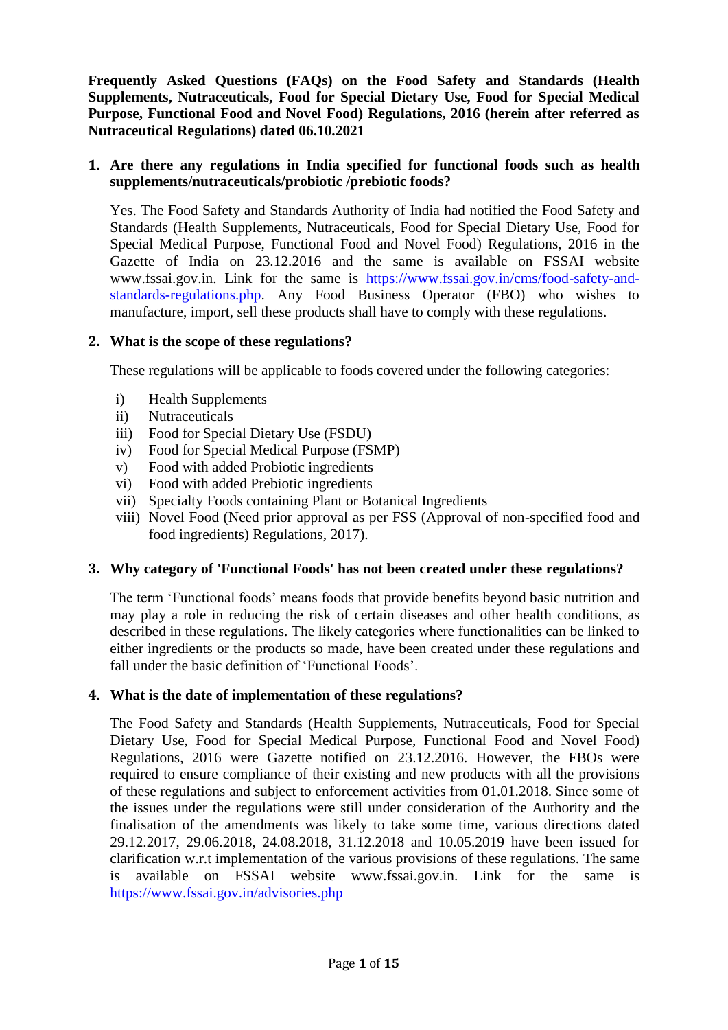**Frequently Asked Questions (FAQs) on the Food Safety and Standards (Health Supplements, Nutraceuticals, Food for Special Dietary Use, Food for Special Medical Purpose, Functional Food and Novel Food) Regulations, 2016 (herein after referred as Nutraceutical Regulations) dated 06.10.2021**

1. **Are there any regulations in India specified for functional foods such as health supplements/nutraceuticals/probiotic /prebiotic foods?**

   Yes. The Food Safety and Standards Authority of India had notified the Food Safety and Standards (Health Supplements, Nutraceuticals, Food for Special Dietary Use, Food for Special Medical Purpose, Functional Food and Novel Food) Regulations, 2016 in the Gazette of India on 23.12.2016 and the same is available on FSSAI website www.fssai.gov.in. Link for the same is https://www.fssai.gov.in/cms/food-safety-and-standards-regulations.php. Any Food Business Operator (FBO) who wishes to manufacture, import, sell these products shall have to comply with these regulations.

2. **What is the scope of these regulations?**

   These regulations will be applicable to foods covered under the following categories:

   i) Health Supplements
   ii) Nutraceuticals
   iii) Food for Special Dietary Use (FSDU)
   iv) Food for Special Medical Purpose (FSMP)
   v) Food with added Probiotic ingredients
   vi) Food with added Prebiotic ingredients
   vii) Specialty Foods containing Plant or Botanical Ingredients
   viii) Novel Food (Need prior approval as per FSS (Approval of non-specified food and food ingredients) Regulations, 2017).

3. **Why category of 'Functional Foods' has not been created under these regulations?**

   The term 'Functional foods' means foods that provide benefits beyond basic nutrition and may play a role in reducing the risk of certain diseases and other health conditions, as described in these regulations. The likely categories where functionalities can be linked to either ingredients or the products so made, have been created under these regulations and fall under the basic definition of 'Functional Foods'.

4. **What is the date of implementation of these regulations?**

   The Food Safety and Standards (Health Supplements, Nutraceuticals, Food for Special Dietary Use, Food for Special Medical Purpose, Functional Food and Novel Food) Regulations, 2016 were Gazette notified on 23.12.2016. However, the FBOs were required to ensure compliance of their existing and new products with all the provisions of these regulations and subject to enforcement activities from 01.01.2018. Since some of the issues under the regulations were still under consideration of the Authority and the finalisation of the amendments was likely to take some time, various directions dated 29.12.2017, 29.06.2018, 24.08.2018, 31.12.2018 and 10.05.2019 have been issued for clarification w.r.t implementation of the various provisions of these regulations. The same is available on FSSAI website www.fssai.gov.in. Link for the same is https://www.fssai.gov.in/advisories.php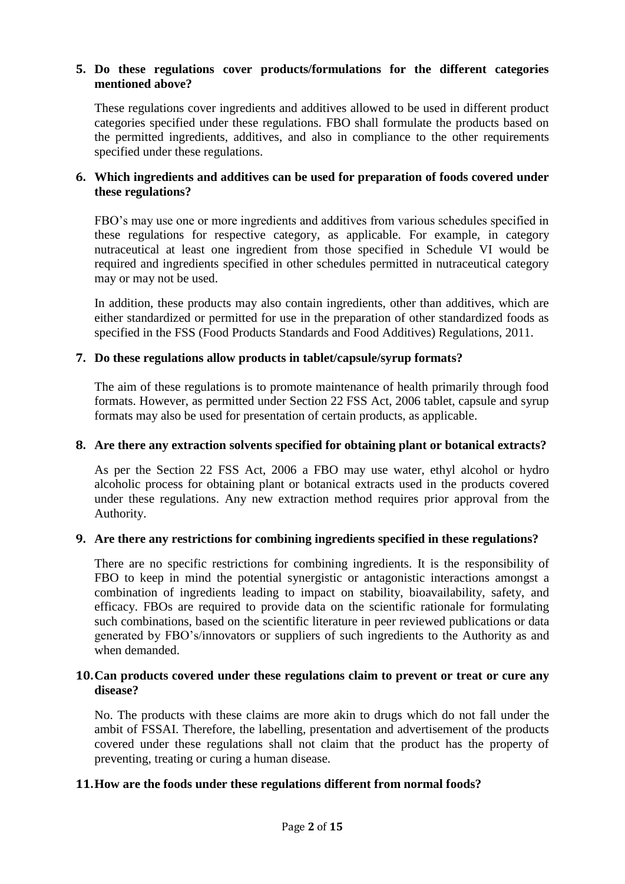**5. Do these regulations cover products/formulations for the different categories mentioned above?**

These regulations cover ingredients and additives allowed to be used in different product categories specified under these regulations. FBO shall formulate the products based on the permitted ingredients, additives, and also in compliance to the other requirements specified under these regulations.

**6. Which ingredients and additives can be used for preparation of foods covered under these regulations?**

FBO's may use one or more ingredients and additives from various schedules specified in these regulations for respective category, as applicable. For example, in category nutraceutical at least one ingredient from those specified in Schedule VI would be required and ingredients specified in other schedules permitted in nutraceutical category may or may not be used.

In addition, these products may also contain ingredients, other than additives, which are either standardized or permitted for use in the preparation of other standardized foods as specified in the FSS (Food Products Standards and Food Additives) Regulations, 2011.

**7. Do these regulations allow products in tablet/capsule/syrup formats?**

The aim of these regulations is to promote maintenance of health primarily through food formats. However, as permitted under Section 22 FSS Act, 2006 tablet, capsule and syrup formats may also be used for presentation of certain products, as applicable.

**8. Are there any extraction solvents specified for obtaining plant or botanical extracts?**

As per the Section 22 FSS Act, 2006 a FBO may use water, ethyl alcohol or hydro alcoholic process for obtaining plant or botanical extracts used in the products covered under these regulations. Any new extraction method requires prior approval from the Authority.

**9. Are there any restrictions for combining ingredients specified in these regulations?**

There are no specific restrictions for combining ingredients. It is the responsibility of FBO to keep in mind the potential synergistic or antagonistic interactions amongst a combination of ingredients leading to impact on stability, bioavailability, safety, and efficacy. FBOs are required to provide data on the scientific rationale for formulating such combinations, based on the scientific literature in peer reviewed publications or data generated by FBO's/innovators or suppliers of such ingredients to the Authority as and when demanded.

**10. Can products covered under these regulations claim to prevent or treat or cure any disease?**

No. The products with these claims are more akin to drugs which do not fall under the ambit of FSSAI. Therefore, the labelling, presentation and advertisement of the products covered under these regulations shall not claim that the product has the property of preventing, treating or curing a human disease.

**11. How are the foods under these regulations different from normal foods?**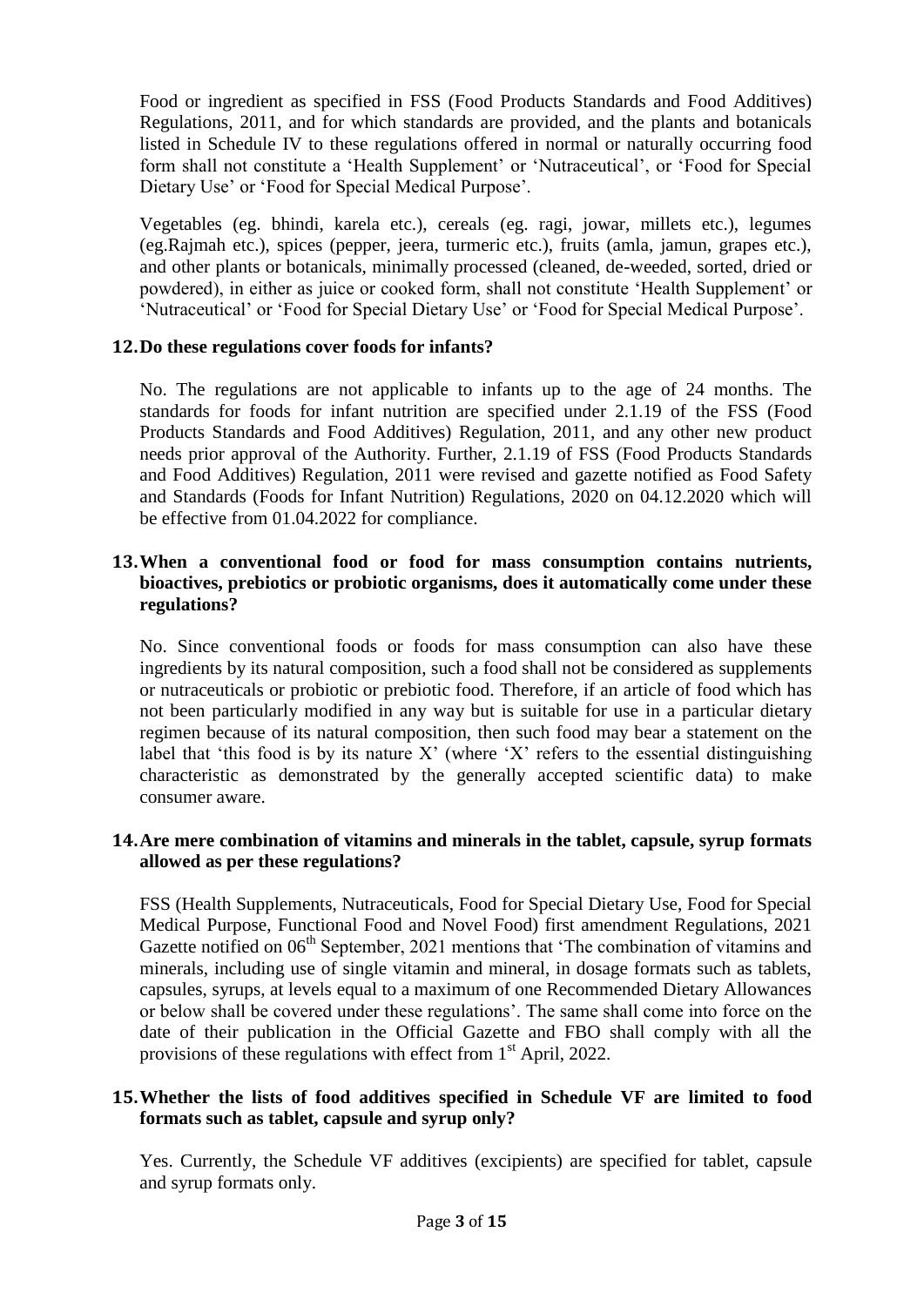Food or ingredient as specified in FSS (Food Products Standards and Food Additives) Regulations, 2011, and for which standards are provided, and the plants and botanicals listed in Schedule IV to these regulations offered in normal or naturally occurring food form shall not constitute a 'Health Supplement' or 'Nutraceutical', or 'Food for Special Dietary Use' or 'Food for Special Medical Purpose'.

Vegetables (eg. bhindi, karela etc.), cereals (eg. ragi, jowar, millets etc.), legumes (eg.Rajmah etc.), spices (pepper, jeera, turmeric etc.), fruits (amla, jamun, grapes etc.), and other plants or botanicals, minimally processed (cleaned, de-weeded, sorted, dried or powdered), in either as juice or cooked form, shall not constitute 'Health Supplement' or 'Nutraceutical' or 'Food for Special Dietary Use' or 'Food for Special Medical Purpose'.

**12. Do these regulations cover foods for infants?**

No. The regulations are not applicable to infants up to the age of 24 months. The standards for foods for infant nutrition are specified under 2.1.19 of the FSS (Food Products Standards and Food Additives) Regulation, 2011, and any other new product needs prior approval of the Authority. Further, 2.1.19 of FSS (Food Products Standards and Food Additives) Regulation, 2011 were revised and gazette notified as Food Safety and Standards (Foods for Infant Nutrition) Regulations, 2020 on 04.12.2020 which will be effective from 01.04.2022 for compliance.

**13. When a conventional food or food for mass consumption contains nutrients, bioactives, prebiotics or probiotic organisms, does it automatically come under these regulations?**

No. Since conventional foods or foods for mass consumption can also have these ingredients by its natural composition, such a food shall not be considered as supplements or nutraceuticals or probiotic or prebiotic food. Therefore, if an article of food which has not been particularly modified in any way but is suitable for use in a particular dietary regimen because of its natural composition, then such food may bear a statement on the label that 'this food is by its nature X' (where 'X' refers to the essential distinguishing characteristic as demonstrated by the generally accepted scientific data) to make consumer aware.

**14. Are mere combination of vitamins and minerals in the tablet, capsule, syrup formats allowed as per these regulations?**

FSS (Health Supplements, Nutraceuticals, Food for Special Dietary Use, Food for Special Medical Purpose, Functional Food and Novel Food) first amendment Regulations, 2021 Gazette notified on 06th September, 2021 mentions that 'The combination of vitamins and minerals, including use of single vitamin and mineral, in dosage formats such as tablets, capsules, syrups, at levels equal to a maximum of one Recommended Dietary Allowances or below shall be covered under these regulations'. The same shall come into force on the date of their publication in the Official Gazette and FBO shall comply with all the provisions of these regulations with effect from 1st April, 2022.

**15. Whether the lists of food additives specified in Schedule VF are limited to food formats such as tablet, capsule and syrup only?**

Yes. Currently, the Schedule VF additives (excipients) are specified for tablet, capsule and syrup formats only.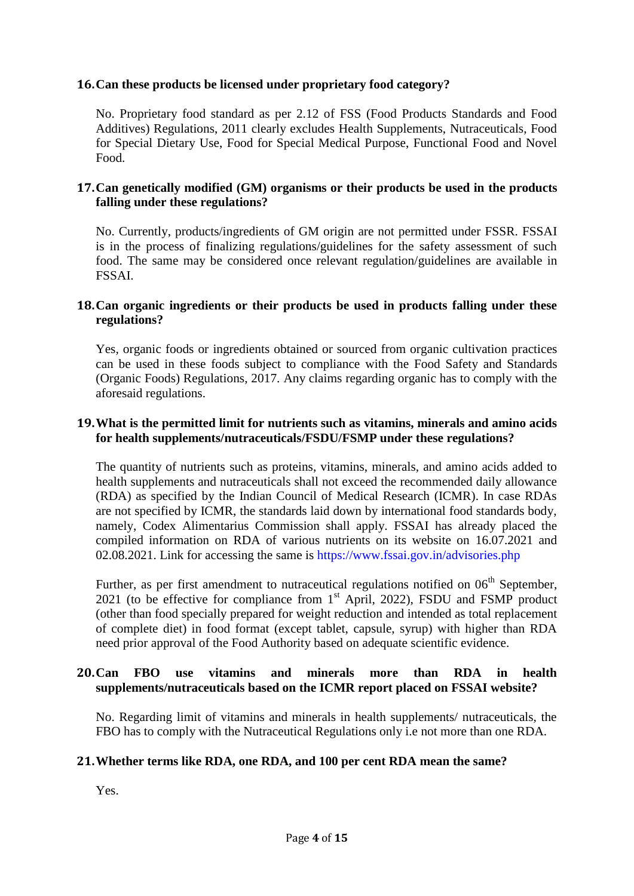**16. Can these products be licensed under proprietary food category?**

No. Proprietary food standard as per 2.12 of FSS (Food Products Standards and Food Additives) Regulations, 2011 clearly excludes Health Supplements, Nutraceuticals, Food for Special Dietary Use, Food for Special Medical Purpose, Functional Food and Novel Food.

**17. Can genetically modified (GM) organisms or their products be used in the products falling under these regulations?**

No. Currently, products/ingredients of GM origin are not permitted under FSSR. FSSAI is in the process of finalizing regulations/guidelines for the safety assessment of such food. The same may be considered once relevant regulation/guidelines are available in FSSAI.

**18. Can organic ingredients or their products be used in products falling under these regulations?**

Yes, organic foods or ingredients obtained or sourced from organic cultivation practices can be used in these foods subject to compliance with the Food Safety and Standards (Organic Foods) Regulations, 2017. Any claims regarding organic has to comply with the aforesaid regulations.

**19. What is the permitted limit for nutrients such as vitamins, minerals and amino acids for health supplements/nutraceuticals/FSDU/FSMP under these regulations?**

The quantity of nutrients such as proteins, vitamins, minerals, and amino acids added to health supplements and nutraceuticals shall not exceed the recommended daily allowance (RDA) as specified by the Indian Council of Medical Research (ICMR). In case RDAs are not specified by ICMR, the standards laid down by international food standards body, namely, Codex Alimentarius Commission shall apply. FSSAI has already placed the compiled information on RDA of various nutrients on its website on 16.07.2021 and 02.08.2021. Link for accessing the same is https://www.fssai.gov.in/advisories.php

Further, as per first amendment to nutraceutical regulations notified on 06th September, 2021 (to be effective for compliance from 1st April, 2022), FSDU and FSMP product (other than food specially prepared for weight reduction and intended as total replacement of complete diet) in food format (except tablet, capsule, syrup) with higher than RDA need prior approval of the Food Authority based on adequate scientific evidence.

**20. Can FBO use vitamins and minerals more than RDA in health supplements/nutraceuticals based on the ICMR report placed on FSSAI website?**

No. Regarding limit of vitamins and minerals in health supplements/ nutraceuticals, the FBO has to comply with the Nutraceutical Regulations only i.e not more than one RDA.

**21. Whether terms like RDA, one RDA, and 100 per cent RDA mean the same?**

Yes.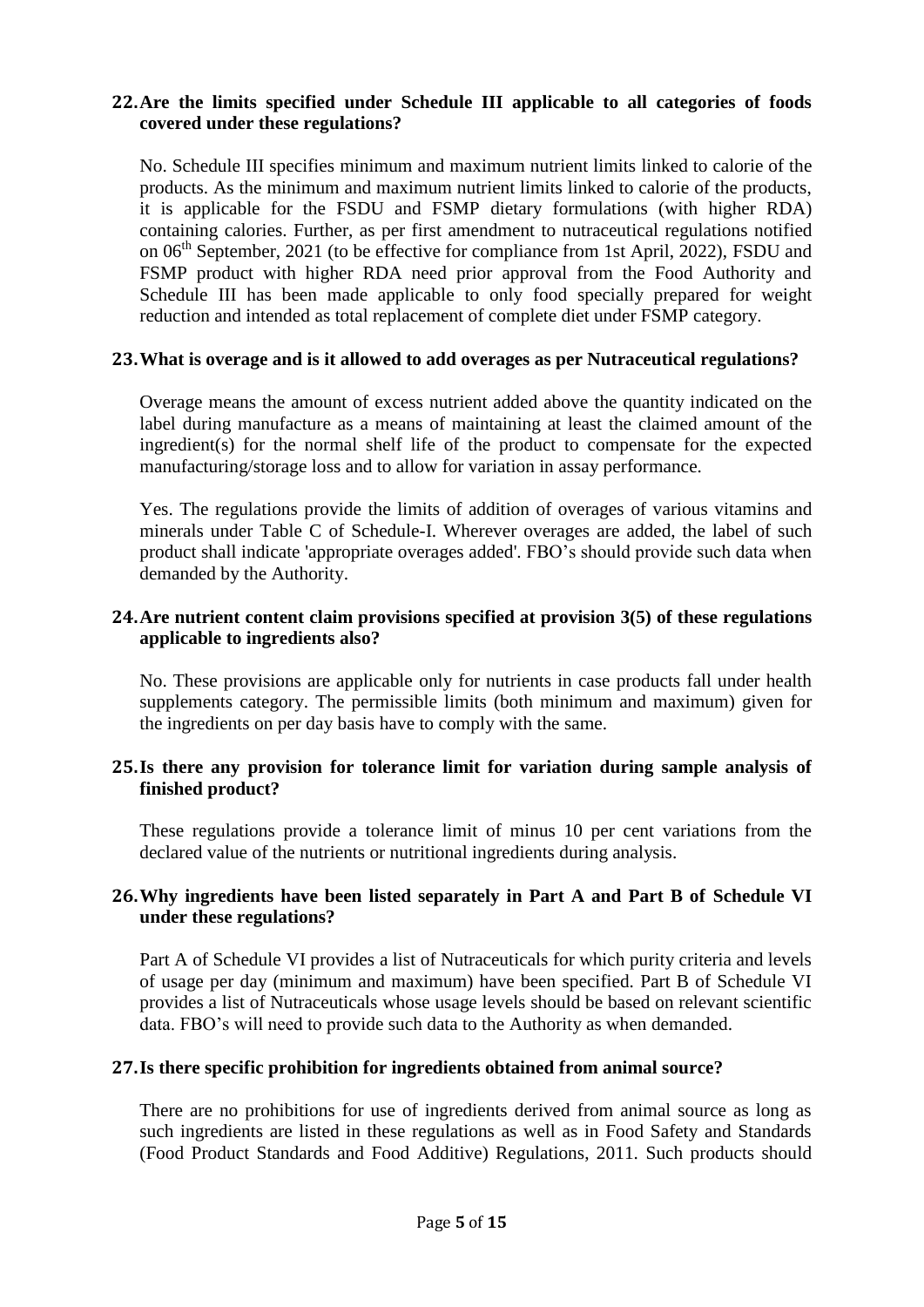**22. Are the limits specified under Schedule III applicable to all categories of foods covered under these regulations?**

No. Schedule III specifies minimum and maximum nutrient limits linked to calorie of the products. As the minimum and maximum nutrient limits linked to calorie of the products, it is applicable for the FSDU and FSMP dietary formulations (with higher RDA) containing calories. Further, as per first amendment to nutraceutical regulations notified on 06th September, 2021 (to be effective for compliance from 1st April, 2022), FSDU and FSMP product with higher RDA need prior approval from the Food Authority and Schedule III has been made applicable to only food specially prepared for weight reduction and intended as total replacement of complete diet under FSMP category.

**23. What is overage and is it allowed to add overages as per Nutraceutical regulations?**

Overage means the amount of excess nutrient added above the quantity indicated on the label during manufacture as a means of maintaining at least the claimed amount of the ingredient(s) for the normal shelf life of the product to compensate for the expected manufacturing/storage loss and to allow for variation in assay performance.

Yes. The regulations provide the limits of addition of overages of various vitamins and minerals under Table C of Schedule-I. Wherever overages are added, the label of such product shall indicate 'appropriate overages added'. FBO's should provide such data when demanded by the Authority.

**24. Are nutrient content claim provisions specified at provision 3(5) of these regulations applicable to ingredients also?**

No. These provisions are applicable only for nutrients in case products fall under health supplements category. The permissible limits (both minimum and maximum) given for the ingredients on per day basis have to comply with the same.

**25. Is there any provision for tolerance limit for variation during sample analysis of finished product?**

These regulations provide a tolerance limit of minus 10 per cent variations from the declared value of the nutrients or nutritional ingredients during analysis.

**26. Why ingredients have been listed separately in Part A and Part B of Schedule VI under these regulations?**

Part A of Schedule VI provides a list of Nutraceuticals for which purity criteria and levels of usage per day (minimum and maximum) have been specified. Part B of Schedule VI provides a list of Nutraceuticals whose usage levels should be based on relevant scientific data. FBO's will need to provide such data to the Authority as when demanded.

**27. Is there specific prohibition for ingredients obtained from animal source?**

There are no prohibitions for use of ingredients derived from animal source as long as such ingredients are listed in these regulations as well as in Food Safety and Standards (Food Product Standards and Food Additive) Regulations, 2011. Such products should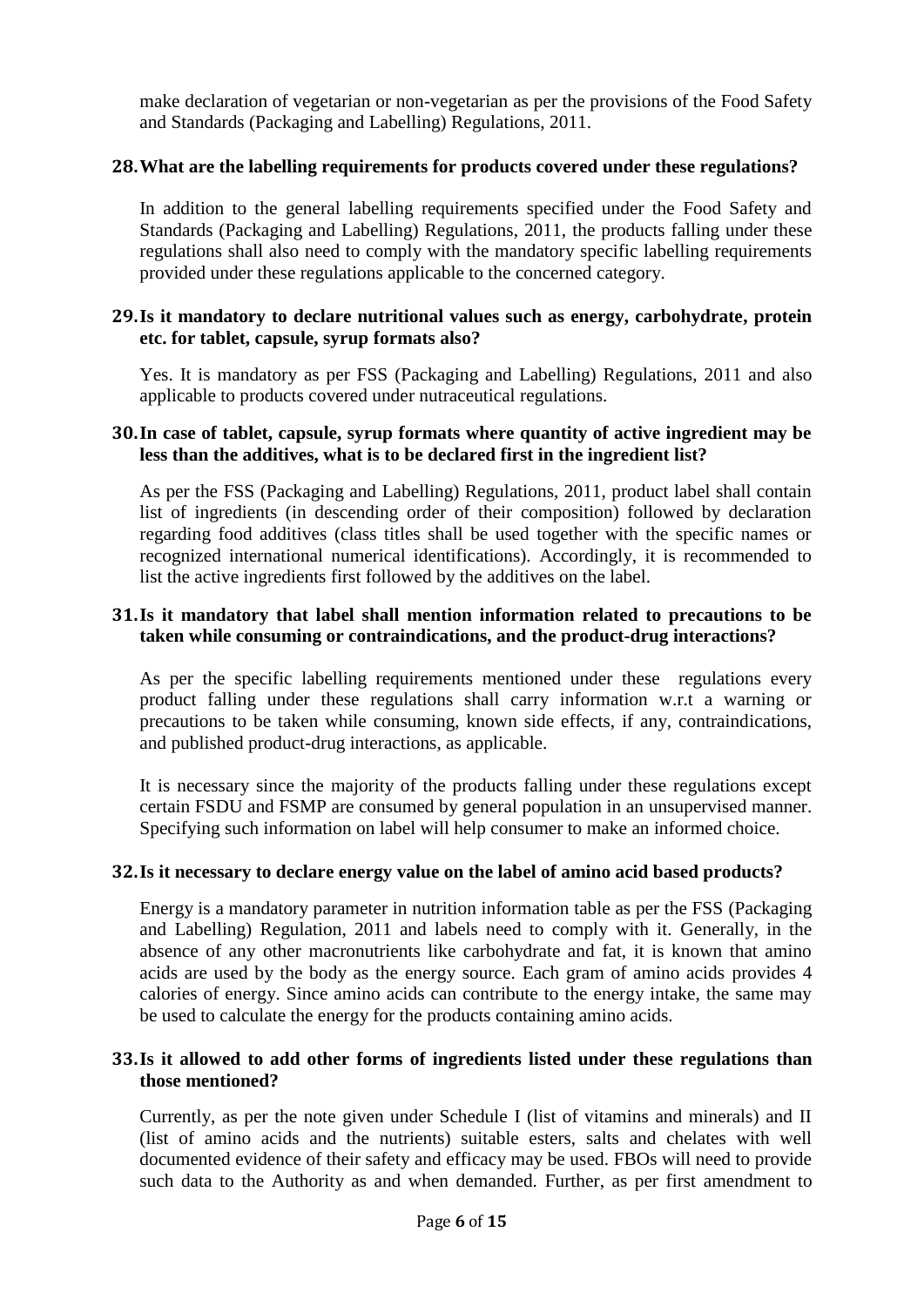make declaration of vegetarian or non-vegetarian as per the provisions of the Food Safety and Standards (Packaging and Labelling) Regulations, 2011.

**28. What are the labelling requirements for products covered under these regulations?**

In addition to the general labelling requirements specified under the Food Safety and Standards (Packaging and Labelling) Regulations, 2011, the products falling under these regulations shall also need to comply with the mandatory specific labelling requirements provided under these regulations applicable to the concerned category.

**29. Is it mandatory to declare nutritional values such as energy, carbohydrate, protein etc. for tablet, capsule, syrup formats also?**

Yes. It is mandatory as per FSS (Packaging and Labelling) Regulations, 2011 and also applicable to products covered under nutraceutical regulations.

**30. In case of tablet, capsule, syrup formats where quantity of active ingredient may be less than the additives, what is to be declared first in the ingredient list?**

As per the FSS (Packaging and Labelling) Regulations, 2011, product label shall contain list of ingredients (in descending order of their composition) followed by declaration regarding food additives (class titles shall be used together with the specific names or recognized international numerical identifications). Accordingly, it is recommended to list the active ingredients first followed by the additives on the label.

**31. Is it mandatory that label shall mention information related to precautions to be taken while consuming or contraindications, and the product-drug interactions?**

As per the specific labelling requirements mentioned under these regulations every product falling under these regulations shall carry information w.r.t a warning or precautions to be taken while consuming, known side effects, if any, contraindications, and published product-drug interactions, as applicable.

It is necessary since the majority of the products falling under these regulations except certain FSDU and FSMP are consumed by general population in an unsupervised manner. Specifying such information on label will help consumer to make an informed choice.

**32. Is it necessary to declare energy value on the label of amino acid based products?**

Energy is a mandatory parameter in nutrition information table as per the FSS (Packaging and Labelling) Regulation, 2011 and labels need to comply with it. Generally, in the absence of any other macronutrients like carbohydrate and fat, it is known that amino acids are used by the body as the energy source. Each gram of amino acids provides 4 calories of energy. Since amino acids can contribute to the energy intake, the same may be used to calculate the energy for the products containing amino acids.

**33. Is it allowed to add other forms of ingredients listed under these regulations than those mentioned?**

Currently, as per the note given under Schedule I (list of vitamins and minerals) and II (list of amino acids and the nutrients) suitable esters, salts and chelates with well documented evidence of their safety and efficacy may be used. FBOs will need to provide such data to the Authority as and when demanded. Further, as per first amendment to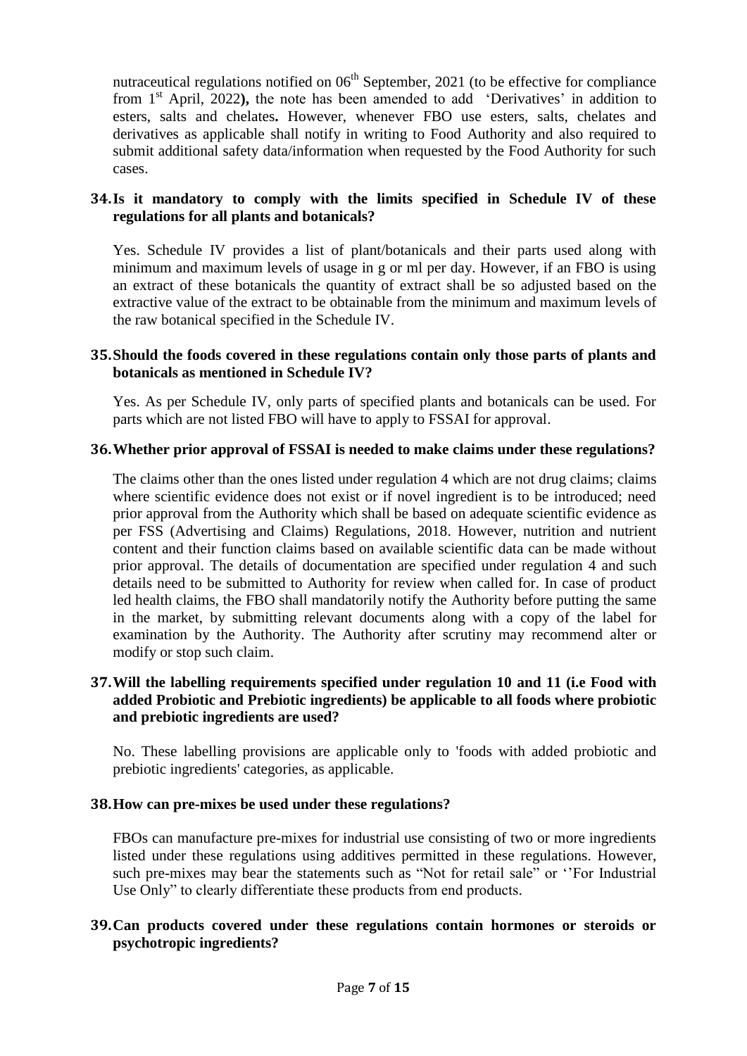nutraceutical regulations notified on 06th September, 2021 (to be effective for compliance from 1st April, 2022**),** the note has been amended to add 'Derivatives' in addition to esters, salts and chelates**.** However, whenever FBO use esters, salts, chelates and derivatives as applicable shall notify in writing to Food Authority and also required to submit additional safety data/information when requested by the Food Authority for such cases.

**34. Is it mandatory to comply with the limits specified in Schedule IV of these regulations for all plants and botanicals?**

Yes. Schedule IV provides a list of plant/botanicals and their parts used along with minimum and maximum levels of usage in g or ml per day. However, if an FBO is using an extract of these botanicals the quantity of extract shall be so adjusted based on the extractive value of the extract to be obtainable from the minimum and maximum levels of the raw botanical specified in the Schedule IV.

**35. Should the foods covered in these regulations contain only those parts of plants and botanicals as mentioned in Schedule IV?**

Yes. As per Schedule IV, only parts of specified plants and botanicals can be used. For parts which are not listed FBO will have to apply to FSSAI for approval.

**36. Whether prior approval of FSSAI is needed to make claims under these regulations?**

The claims other than the ones listed under regulation 4 which are not drug claims; claims where scientific evidence does not exist or if novel ingredient is to be introduced; need prior approval from the Authority which shall be based on adequate scientific evidence as per FSS (Advertising and Claims) Regulations, 2018. However, nutrition and nutrient content and their function claims based on available scientific data can be made without prior approval. The details of documentation are specified under regulation 4 and such details need to be submitted to Authority for review when called for. In case of product led health claims, the FBO shall mandatorily notify the Authority before putting the same in the market, by submitting relevant documents along with a copy of the label for examination by the Authority. The Authority after scrutiny may recommend alter or modify or stop such claim.

**37. Will the labelling requirements specified under regulation 10 and 11 (i.e Food with added Probiotic and Prebiotic ingredients) be applicable to all foods where probiotic and prebiotic ingredients are used?**

No. These labelling provisions are applicable only to 'foods with added probiotic and prebiotic ingredients' categories, as applicable.

**38. How can pre-mixes be used under these regulations?**

FBOs can manufacture pre-mixes for industrial use consisting of two or more ingredients listed under these regulations using additives permitted in these regulations. However, such pre-mixes may bear the statements such as "Not for retail sale" or ''For Industrial Use Only" to clearly differentiate these products from end products.

**39. Can products covered under these regulations contain hormones or steroids or psychotropic ingredients?**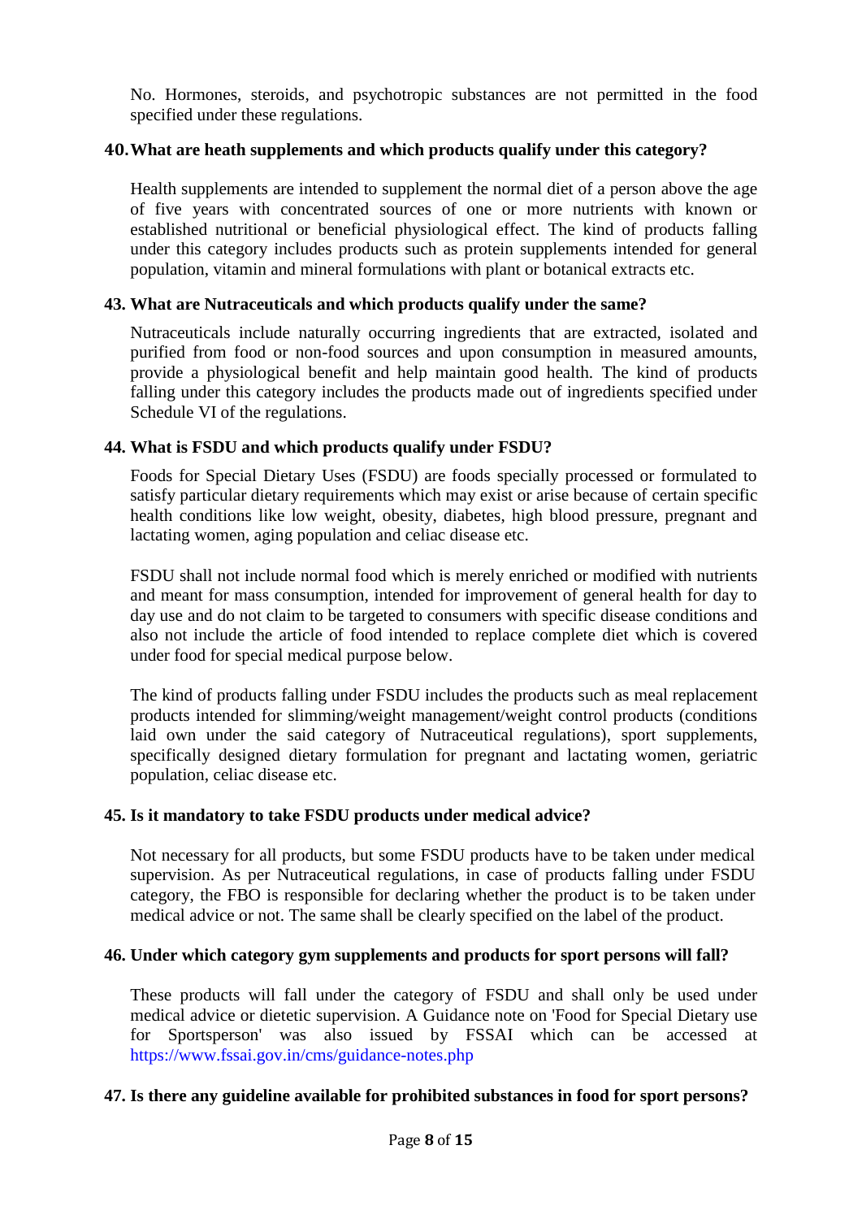No. Hormones, steroids, and psychotropic substances are not permitted in the food specified under these regulations.

**40. What are heath supplements and which products qualify under this category?**

Health supplements are intended to supplement the normal diet of a person above the age of five years with concentrated sources of one or more nutrients with known or established nutritional or beneficial physiological effect. The kind of products falling under this category includes products such as protein supplements intended for general population, vitamin and mineral formulations with plant or botanical extracts etc.

**43. What are Nutraceuticals and which products qualify under the same?**

Nutraceuticals include naturally occurring ingredients that are extracted, isolated and purified from food or non-food sources and upon consumption in measured amounts, provide a physiological benefit and help maintain good health. The kind of products falling under this category includes the products made out of ingredients specified under Schedule VI of the regulations.

**44. What is FSDU and which products qualify under FSDU?**

Foods for Special Dietary Uses (FSDU) are foods specially processed or formulated to satisfy particular dietary requirements which may exist or arise because of certain specific health conditions like low weight, obesity, diabetes, high blood pressure, pregnant and lactating women, aging population and celiac disease etc.

FSDU shall not include normal food which is merely enriched or modified with nutrients and meant for mass consumption, intended for improvement of general health for day to day use and do not claim to be targeted to consumers with specific disease conditions and also not include the article of food intended to replace complete diet which is covered under food for special medical purpose below.

The kind of products falling under FSDU includes the products such as meal replacement products intended for slimming/weight management/weight control products (conditions laid own under the said category of Nutraceutical regulations), sport supplements, specifically designed dietary formulation for pregnant and lactating women, geriatric population, celiac disease etc.

**45. Is it mandatory to take FSDU products under medical advice?**

Not necessary for all products, but some FSDU products have to be taken under medical supervision. As per Nutraceutical regulations, in case of products falling under FSDU category, the FBO is responsible for declaring whether the product is to be taken under medical advice or not. The same shall be clearly specified on the label of the product.

**46. Under which category gym supplements and products for sport persons will fall?**

These products will fall under the category of FSDU and shall only be used under medical advice or dietetic supervision. A Guidance note on 'Food for Special Dietary use for Sportsperson' was also issued by FSSAI which can be accessed at https://www.fssai.gov.in/cms/guidance-notes.php

**47. Is there any guideline available for prohibited substances in food for sport persons?**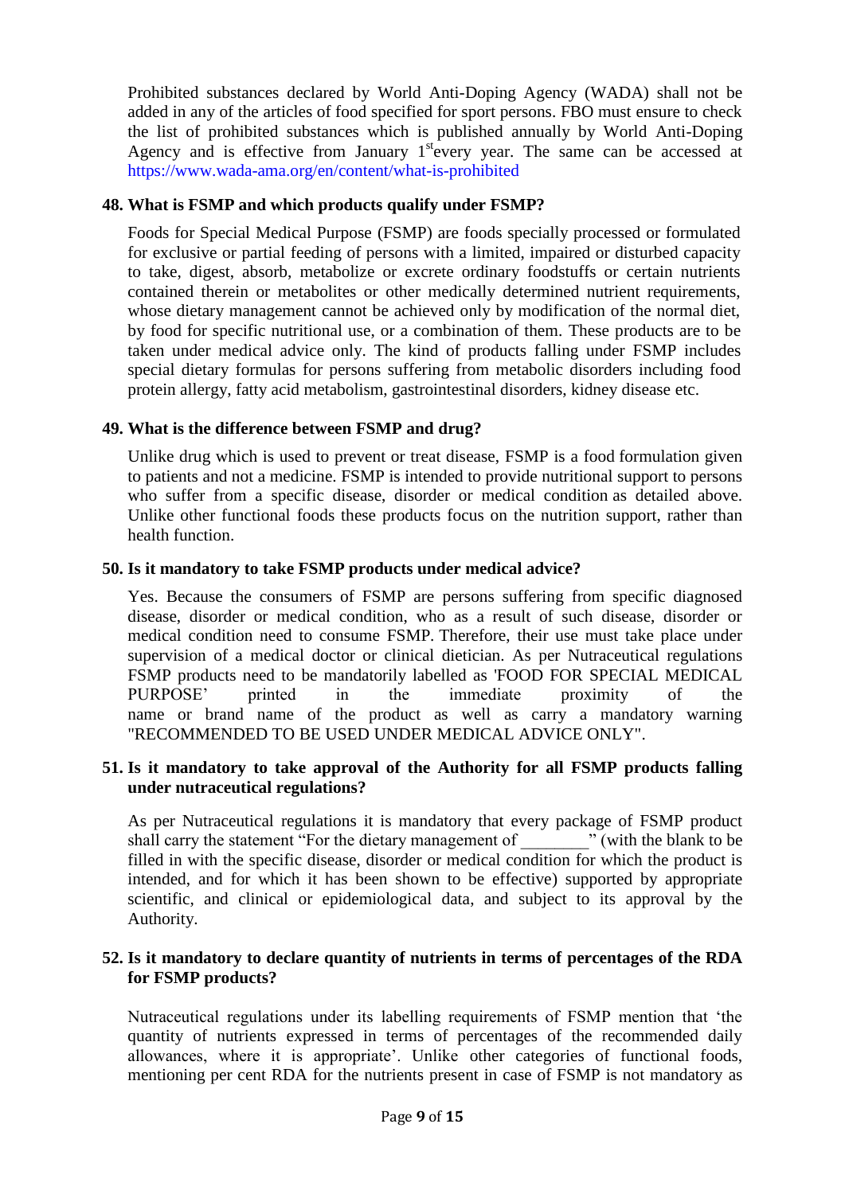Prohibited substances declared by World Anti-Doping Agency (WADA) shall not be added in any of the articles of food specified for sport persons. FBO must ensure to check the list of prohibited substances which is published annually by World Anti-Doping Agency and is effective from January 1st every year. The same can be accessed at https://www.wada-ama.org/en/content/what-is-prohibited

**48. What is FSMP and which products qualify under FSMP?**

Foods for Special Medical Purpose (FSMP) are foods specially processed or formulated for exclusive or partial feeding of persons with a limited, impaired or disturbed capacity to take, digest, absorb, metabolize or excrete ordinary foodstuffs or certain nutrients contained therein or metabolites or other medically determined nutrient requirements, whose dietary management cannot be achieved only by modification of the normal diet, by food for specific nutritional use, or a combination of them. These products are to be taken under medical advice only. The kind of products falling under FSMP includes special dietary formulas for persons suffering from metabolic disorders including food protein allergy, fatty acid metabolism, gastrointestinal disorders, kidney disease etc.

**49. What is the difference between FSMP and drug?**

Unlike drug which is used to prevent or treat disease, FSMP is a food formulation given to patients and not a medicine. FSMP is intended to provide nutritional support to persons who suffer from a specific disease, disorder or medical condition as detailed above. Unlike other functional foods these products focus on the nutrition support, rather than health function.

**50. Is it mandatory to take FSMP products under medical advice?**

Yes. Because the consumers of FSMP are persons suffering from specific diagnosed disease, disorder or medical condition, who as a result of such disease, disorder or medical condition need to consume FSMP. Therefore, their use must take place under supervision of a medical doctor or clinical dietician. As per Nutraceutical regulations FSMP products need to be mandatorily labelled as 'FOOD FOR SPECIAL MEDICAL PURPOSE' printed in the immediate proximity of the name or brand name of the product as well as carry a mandatory warning "RECOMMENDED TO BE USED UNDER MEDICAL ADVICE ONLY".

**51. Is it mandatory to take approval of the Authority for all FSMP products falling under nutraceutical regulations?**

As per Nutraceutical regulations it is mandatory that every package of FSMP product shall carry the statement "For the dietary management of ________" (with the blank to be filled in with the specific disease, disorder or medical condition for which the product is intended, and for which it has been shown to be effective) supported by appropriate scientific, and clinical or epidemiological data, and subject to its approval by the Authority.

**52. Is it mandatory to declare quantity of nutrients in terms of percentages of the RDA for FSMP products?**

Nutraceutical regulations under its labelling requirements of FSMP mention that 'the quantity of nutrients expressed in terms of percentages of the recommended daily allowances, where it is appropriate'. Unlike other categories of functional foods, mentioning per cent RDA for the nutrients present in case of FSMP is not mandatory as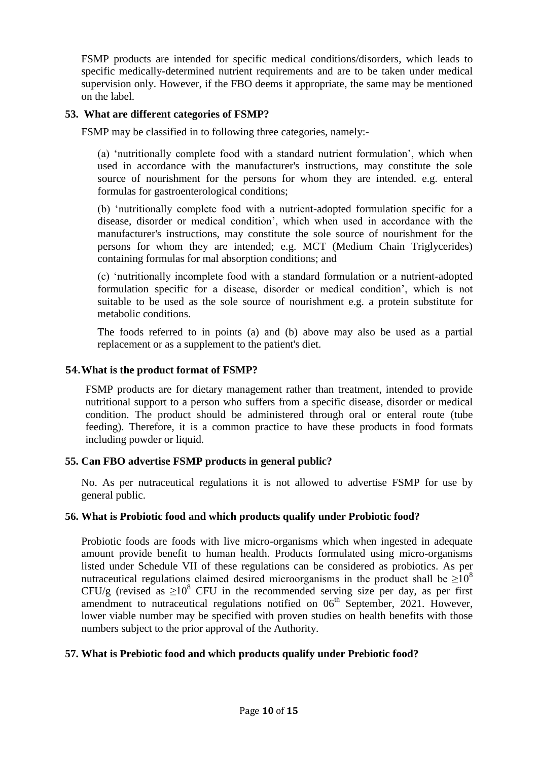FSMP products are intended for specific medical conditions/disorders, which leads to specific medically-determined nutrient requirements and are to be taken under medical supervision only. However, if the FBO deems it appropriate, the same may be mentioned on the label.

**53. What are different categories of FSMP?**

FSMP may be classified in to following three categories, namely:-

(a) 'nutritionally complete food with a standard nutrient formulation', which when used in accordance with the manufacturer's instructions, may constitute the sole source of nourishment for the persons for whom they are intended. e.g. enteral formulas for gastroenterological conditions;

(b) 'nutritionally complete food with a nutrient-adopted formulation specific for a disease, disorder or medical condition', which when used in accordance with the manufacturer's instructions, may constitute the sole source of nourishment for the persons for whom they are intended; e.g. MCT (Medium Chain Triglycerides) containing formulas for mal absorption conditions; and

(c) 'nutritionally incomplete food with a standard formulation or a nutrient-adopted formulation specific for a disease, disorder or medical condition', which is not suitable to be used as the sole source of nourishment e.g. a protein substitute for metabolic conditions.

The foods referred to in points (a) and (b) above may also be used as a partial replacement or as a supplement to the patient's diet.

**54. What is the product format of FSMP?**

FSMP products are for dietary management rather than treatment, intended to provide nutritional support to a person who suffers from a specific disease, disorder or medical condition. The product should be administered through oral or enteral route (tube feeding). Therefore, it is a common practice to have these products in food formats including powder or liquid.

**55. Can FBO advertise FSMP products in general public?**

No. As per nutraceutical regulations it is not allowed to advertise FSMP for use by general public.

**56. What is Probiotic food and which products qualify under Probiotic food?**

Probiotic foods are foods with live micro-organisms which when ingested in adequate amount provide benefit to human health. Products formulated using micro-organisms listed under Schedule VII of these regulations can be considered as probiotics. As per nutraceutical regulations claimed desired microorganisms in the product shall be $\geq 10^8$ CFU/g (revised as $\geq 10^8$ CFU in the recommended serving size per day, as per first amendment to nutraceutical regulations notified on 06th September, 2021. However, lower viable number may be specified with proven studies on health benefits with those numbers subject to the prior approval of the Authority.

**57. What is Prebiotic food and which products qualify under Prebiotic food?**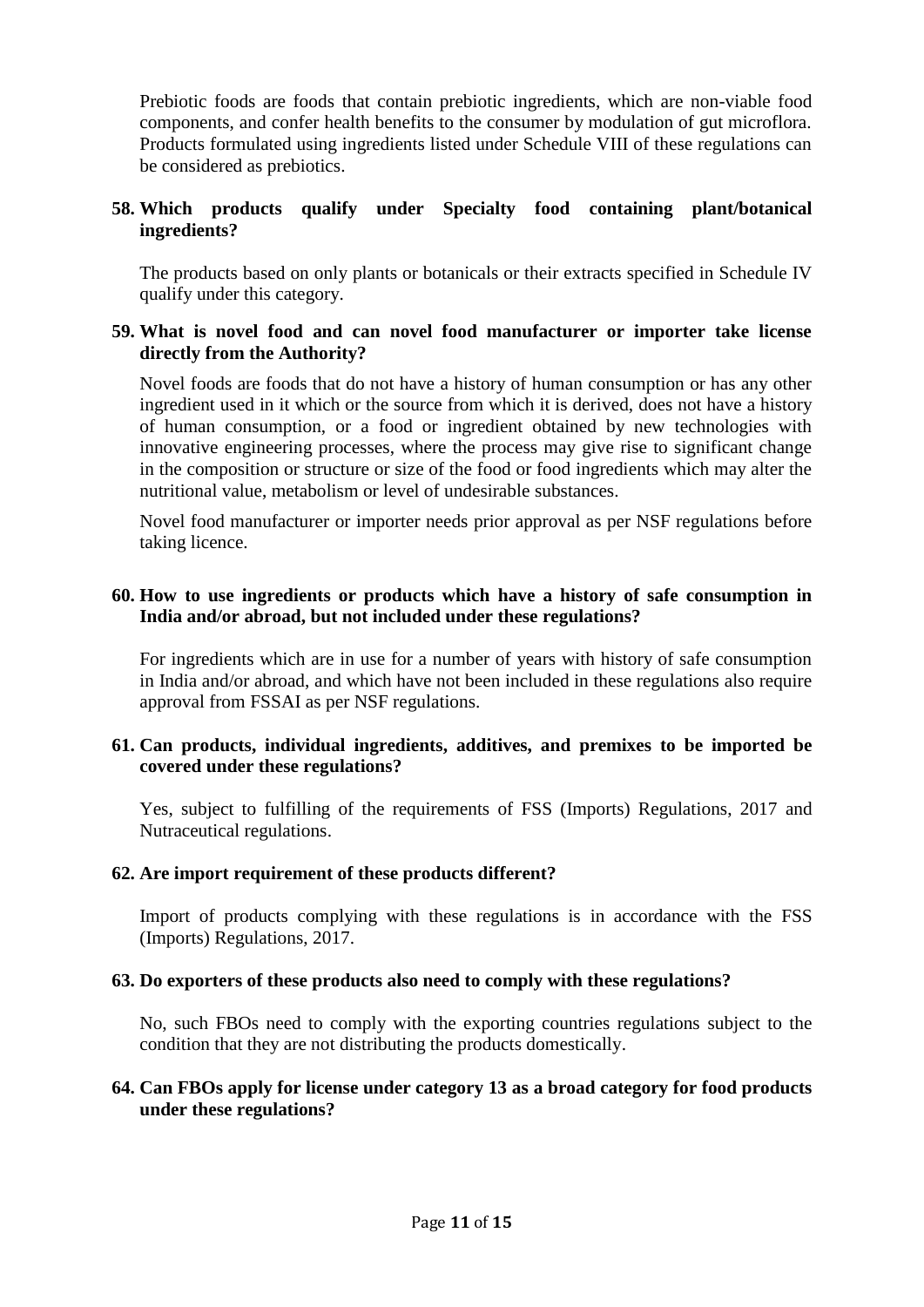Prebiotic foods are foods that contain prebiotic ingredients, which are non-viable food components, and confer health benefits to the consumer by modulation of gut microflora. Products formulated using ingredients listed under Schedule VIII of these regulations can be considered as prebiotics.

**58. Which products qualify under Specialty food containing plant/botanical ingredients?**

The products based on only plants or botanicals or their extracts specified in Schedule IV qualify under this category.

**59. What is novel food and can novel food manufacturer or importer take license directly from the Authority?**

Novel foods are foods that do not have a history of human consumption or has any other ingredient used in it which or the source from which it is derived, does not have a history of human consumption, or a food or ingredient obtained by new technologies with innovative engineering processes, where the process may give rise to significant change in the composition or structure or size of the food or food ingredients which may alter the nutritional value, metabolism or level of undesirable substances.

Novel food manufacturer or importer needs prior approval as per NSF regulations before taking licence.

**60. How to use ingredients or products which have a history of safe consumption in India and/or abroad, but not included under these regulations?**

For ingredients which are in use for a number of years with history of safe consumption in India and/or abroad, and which have not been included in these regulations also require approval from FSSAI as per NSF regulations.

**61. Can products, individual ingredients, additives, and premixes to be imported be covered under these regulations?**

Yes, subject to fulfilling of the requirements of FSS (Imports) Regulations, 2017 and Nutraceutical regulations.

**62. Are import requirement of these products different?**

Import of products complying with these regulations is in accordance with the FSS (Imports) Regulations, 2017.

**63. Do exporters of these products also need to comply with these regulations?**

No, such FBOs need to comply with the exporting countries regulations subject to the condition that they are not distributing the products domestically.

**64. Can FBOs apply for license under category 13 as a broad category for food products under these regulations?**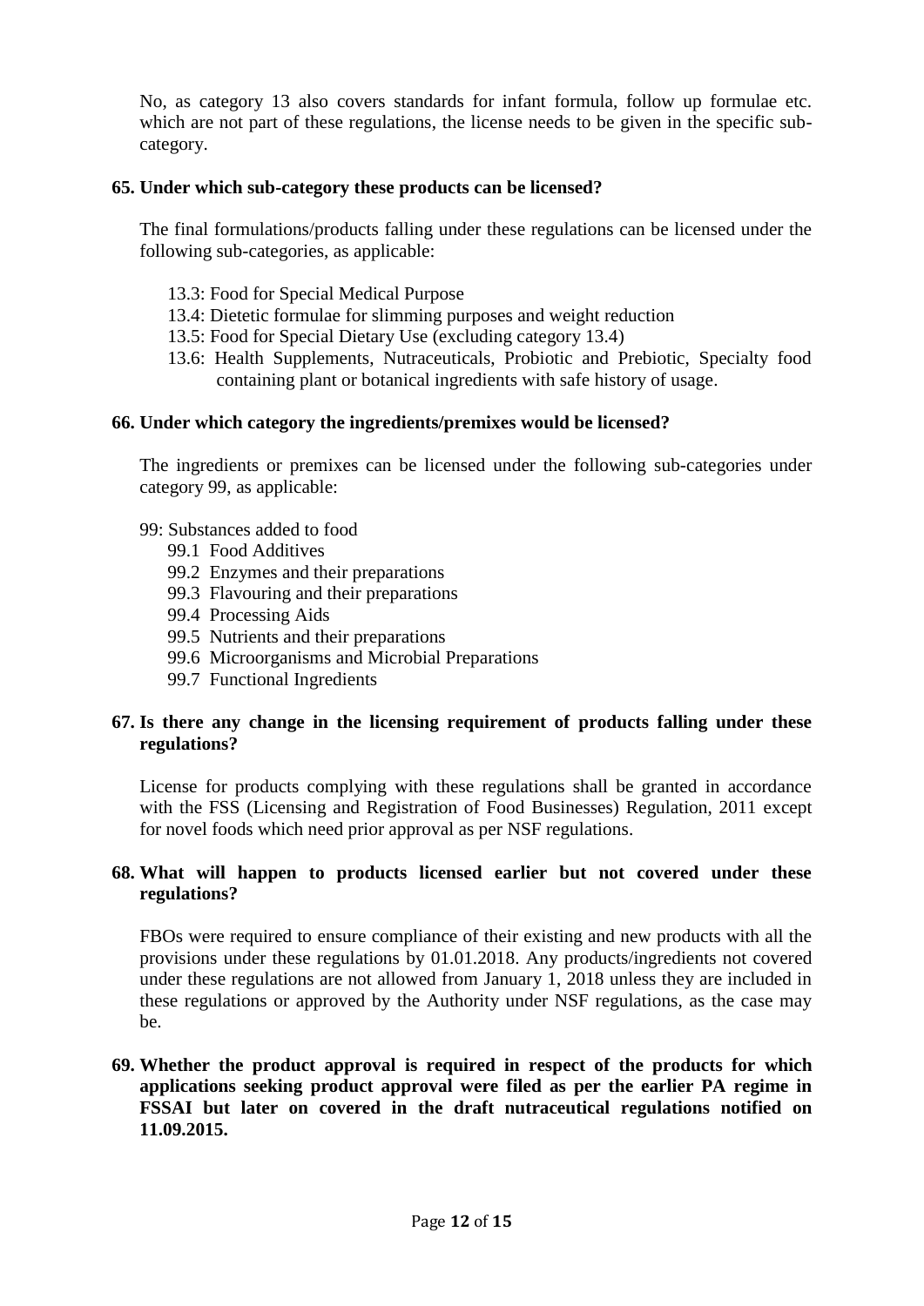No, as category 13 also covers standards for infant formula, follow up formulae etc. which are not part of these regulations, the license needs to be given in the specific sub-category.

**65. Under which sub-category these products can be licensed?**

The final formulations/products falling under these regulations can be licensed under the following sub-categories, as applicable:

- 13.3: Food for Special Medical Purpose
- 13.4: Dietetic formulae for slimming purposes and weight reduction
- 13.5: Food for Special Dietary Use (excluding category 13.4)
- 13.6: Health Supplements, Nutraceuticals, Probiotic and Prebiotic, Specialty food containing plant or botanical ingredients with safe history of usage.

**66. Under which category the ingredients/premixes would be licensed?**

The ingredients or premixes can be licensed under the following sub-categories under category 99, as applicable:

99: Substances added to food
- 99.1 Food Additives
- 99.2 Enzymes and their preparations
- 99.3 Flavouring and their preparations
- 99.4 Processing Aids
- 99.5 Nutrients and their preparations
- 99.6 Microorganisms and Microbial Preparations
- 99.7 Functional Ingredients

**67. Is there any change in the licensing requirement of products falling under these regulations?**

License for products complying with these regulations shall be granted in accordance with the FSS (Licensing and Registration of Food Businesses) Regulation, 2011 except for novel foods which need prior approval as per NSF regulations.

**68. What will happen to products licensed earlier but not covered under these regulations?**

FBOs were required to ensure compliance of their existing and new products with all the provisions under these regulations by 01.01.2018. Any products/ingredients not covered under these regulations are not allowed from January 1, 2018 unless they are included in these regulations or approved by the Authority under NSF regulations, as the case may be.

**69. Whether the product approval is required in respect of the products for which applications seeking product approval were filed as per the earlier PA regime in FSSAI but later on covered in the draft nutraceutical regulations notified on 11.09.2015.**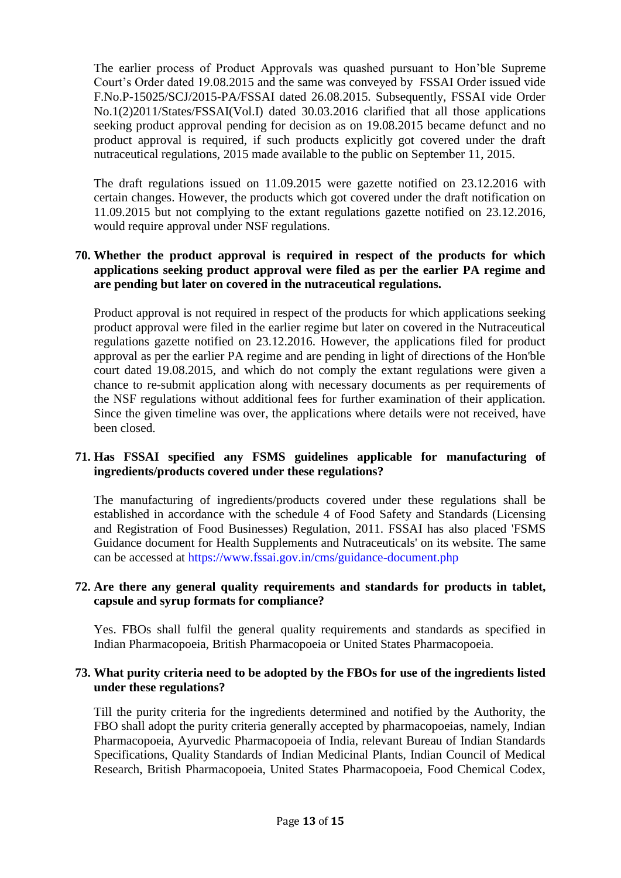The earlier process of Product Approvals was quashed pursuant to Hon'ble Supreme Court's Order dated 19.08.2015 and the same was conveyed by FSSAI Order issued vide F.No.P-15025/SCJ/2015-PA/FSSAI dated 26.08.2015. Subsequently, FSSAI vide Order No.1(2)2011/States/FSSAI(Vol.I) dated 30.03.2016 clarified that all those applications seeking product approval pending for decision as on 19.08.2015 became defunct and no product approval is required, if such products explicitly got covered under the draft nutraceutical regulations, 2015 made available to the public on September 11, 2015.

The draft regulations issued on 11.09.2015 were gazette notified on 23.12.2016 with certain changes. However, the products which got covered under the draft notification on 11.09.2015 but not complying to the extant regulations gazette notified on 23.12.2016, would require approval under NSF regulations.

**70. Whether the product approval is required in respect of the products for which applications seeking product approval were filed as per the earlier PA regime and are pending but later on covered in the nutraceutical regulations.**

Product approval is not required in respect of the products for which applications seeking product approval were filed in the earlier regime but later on covered in the Nutraceutical regulations gazette notified on 23.12.2016. However, the applications filed for product approval as per the earlier PA regime and are pending in light of directions of the Hon'ble court dated 19.08.2015, and which do not comply the extant regulations were given a chance to re-submit application along with necessary documents as per requirements of the NSF regulations without additional fees for further examination of their application. Since the given timeline was over, the applications where details were not received, have been closed.

**71. Has FSSAI specified any FSMS guidelines applicable for manufacturing of ingredients/products covered under these regulations?**

The manufacturing of ingredients/products covered under these regulations shall be established in accordance with the schedule 4 of Food Safety and Standards (Licensing and Registration of Food Businesses) Regulation, 2011. FSSAI has also placed 'FSMS Guidance document for Health Supplements and Nutraceuticals' on its website. The same can be accessed at https://www.fssai.gov.in/cms/guidance-document.php

**72. Are there any general quality requirements and standards for products in tablet, capsule and syrup formats for compliance?**

Yes. FBOs shall fulfil the general quality requirements and standards as specified in Indian Pharmacopoeia, British Pharmacopoeia or United States Pharmacopoeia.

**73. What purity criteria need to be adopted by the FBOs for use of the ingredients listed under these regulations?**

Till the purity criteria for the ingredients determined and notified by the Authority, the FBO shall adopt the purity criteria generally accepted by pharmacopoeias, namely, Indian Pharmacopoeia, Ayurvedic Pharmacopoeia of India, relevant Bureau of Indian Standards Specifications, Quality Standards of Indian Medicinal Plants, Indian Council of Medical Research, British Pharmacopoeia, United States Pharmacopoeia, Food Chemical Codex,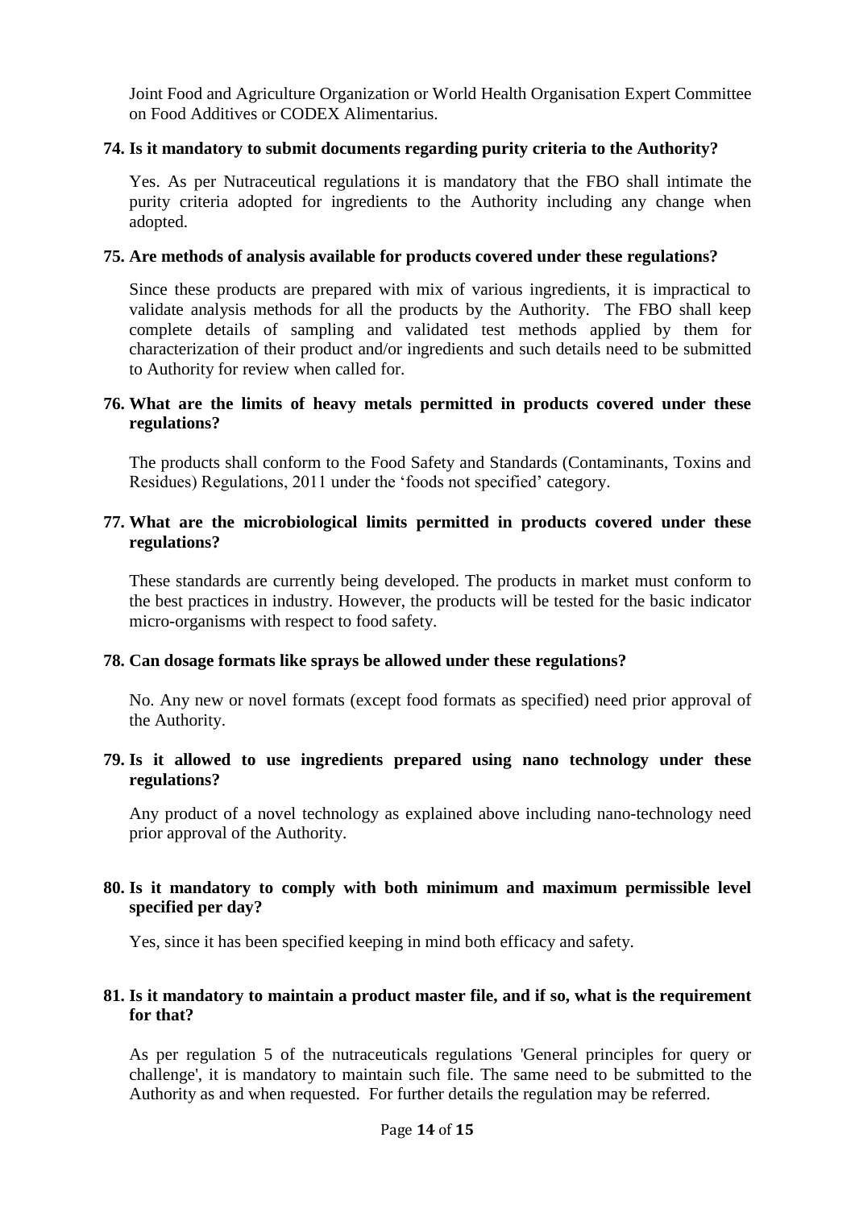Joint Food and Agriculture Organization or World Health Organisation Expert Committee on Food Additives or CODEX Alimentarius.

**74. Is it mandatory to submit documents regarding purity criteria to the Authority?**

Yes. As per Nutraceutical regulations it is mandatory that the FBO shall intimate the purity criteria adopted for ingredients to the Authority including any change when adopted.

**75. Are methods of analysis available for products covered under these regulations?**

Since these products are prepared with mix of various ingredients, it is impractical to validate analysis methods for all the products by the Authority. The FBO shall keep complete details of sampling and validated test methods applied by them for characterization of their product and/or ingredients and such details need to be submitted to Authority for review when called for.

**76. What are the limits of heavy metals permitted in products covered under these regulations?**

The products shall conform to the Food Safety and Standards (Contaminants, Toxins and Residues) Regulations, 2011 under the 'foods not specified' category.

**77. What are the microbiological limits permitted in products covered under these regulations?**

These standards are currently being developed. The products in market must conform to the best practices in industry. However, the products will be tested for the basic indicator micro-organisms with respect to food safety.

**78. Can dosage formats like sprays be allowed under these regulations?**

No. Any new or novel formats (except food formats as specified) need prior approval of the Authority.

**79. Is it allowed to use ingredients prepared using nano technology under these regulations?**

Any product of a novel technology as explained above including nano-technology need prior approval of the Authority.

**80. Is it mandatory to comply with both minimum and maximum permissible level specified per day?**

Yes, since it has been specified keeping in mind both efficacy and safety.

**81. Is it mandatory to maintain a product master file, and if so, what is the requirement for that?**

As per regulation 5 of the nutraceuticals regulations 'General principles for query or challenge', it is mandatory to maintain such file. The same need to be submitted to the Authority as and when requested. For further details the regulation may be referred.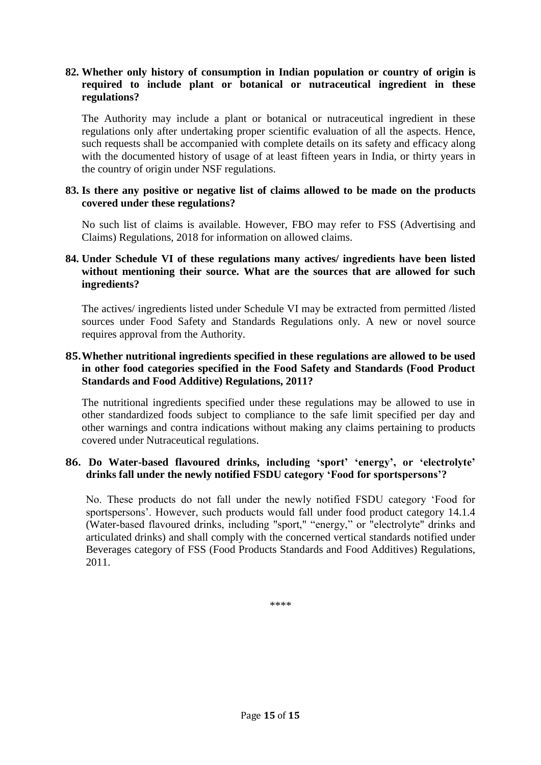**82. Whether only history of consumption in Indian population or country of origin is required to include plant or botanical or nutraceutical ingredient in these regulations?**

The Authority may include a plant or botanical or nutraceutical ingredient in these regulations only after undertaking proper scientific evaluation of all the aspects. Hence, such requests shall be accompanied with complete details on its safety and efficacy along with the documented history of usage of at least fifteen years in India, or thirty years in the country of origin under NSF regulations.

**83. Is there any positive or negative list of claims allowed to be made on the products covered under these regulations?**

No such list of claims is available. However, FBO may refer to FSS (Advertising and Claims) Regulations, 2018 for information on allowed claims.

**84. Under Schedule VI of these regulations many actives/ ingredients have been listed without mentioning their source. What are the sources that are allowed for such ingredients?**

The actives/ ingredients listed under Schedule VI may be extracted from permitted /listed sources under Food Safety and Standards Regulations only. A new or novel source requires approval from the Authority.

**85. Whether nutritional ingredients specified in these regulations are allowed to be used in other food categories specified in the Food Safety and Standards (Food Product Standards and Food Additive) Regulations, 2011?**

The nutritional ingredients specified under these regulations may be allowed to use in other standardized foods subject to compliance to the safe limit specified per day and other warnings and contra indications without making any claims pertaining to products covered under Nutraceutical regulations.

**86. Do Water-based flavoured drinks, including 'sport' 'energy', or 'electrolyte' drinks fall under the newly notified FSDU category 'Food for sportspersons'?**

No. These products do not fall under the newly notified FSDU category 'Food for sportspersons'. However, such products would fall under food product category 14.1.4 (Water-based flavoured drinks, including "sport," "energy," or "electrolyte" drinks and articulated drinks) and shall comply with the concerned vertical standards notified under Beverages category of FSS (Food Products Standards and Food Additives) Regulations, 2011.

****